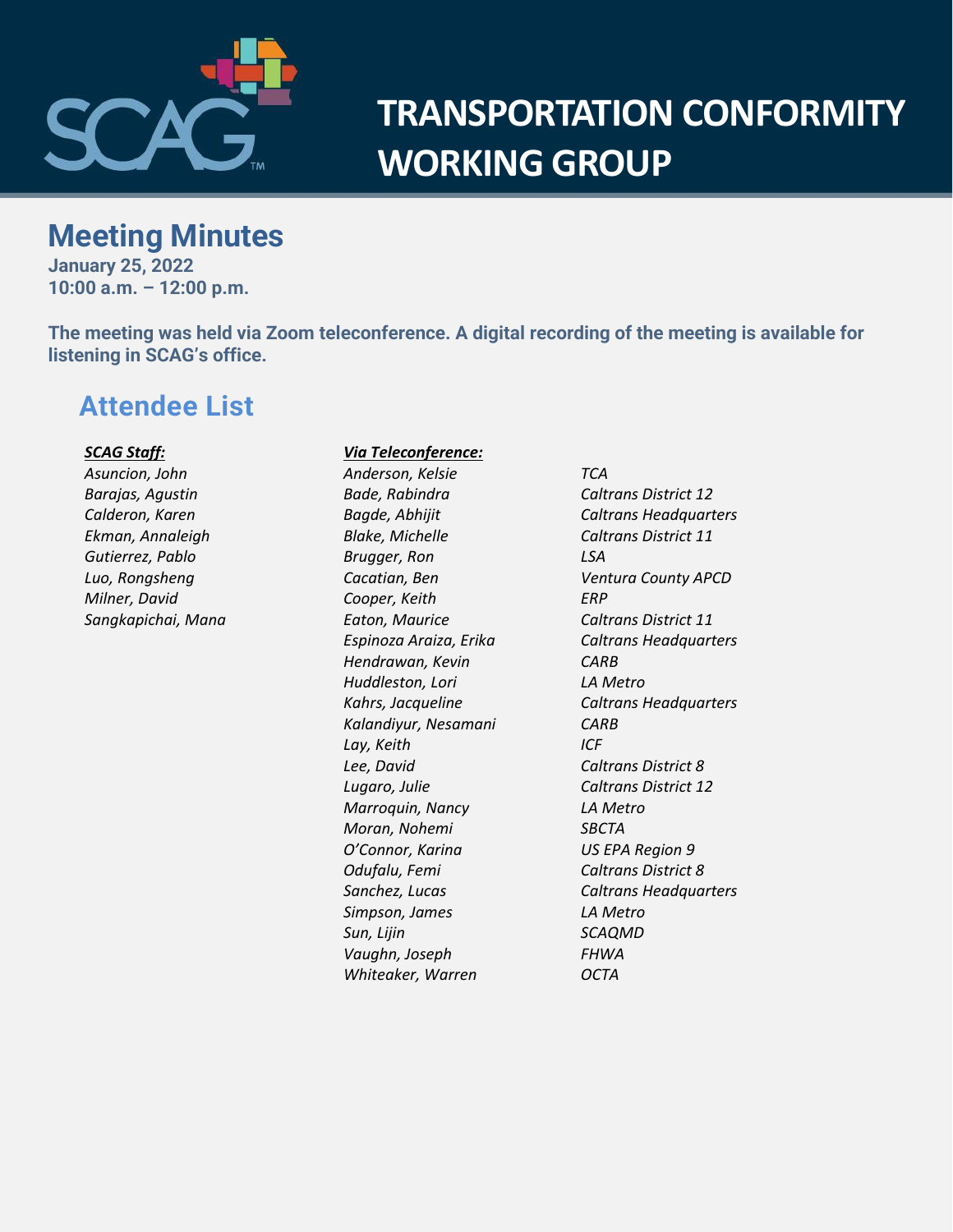# TRANSPORTATION CONFORMITY WORKING GROUP

## Meeting Minutes

**January 25, 2022**
**10:00 a.m. – 12:00 p.m.**

**The meeting was held via Zoom teleconference. A digital recording of the meeting is available for listening in SCAG's office.**

## Attendee List

***SCAG Staff:***

*Asuncion, John*
*Barajas, Agustin*
*Calderon, Karen*
*Ekman, Annaleigh*
*Gutierrez, Pablo*
*Luo, Rongsheng*
*Milner, David*
*Sangkapichai, Mana*

***Via Teleconference:***

| Name | Agency |
| --- | --- |
| *Anderson, Kelsie* | *TCA* |
| *Bade, Rabindra* | *Caltrans District 12* |
| *Bagde, Abhijit* | *Caltrans Headquarters* |
| *Blake, Michelle* | *Caltrans District 11* |
| *Brugger, Ron* | *LSA* |
| *Cacatian, Ben* | *Ventura County APCD* |
| *Cooper, Keith* | *ERP* |
| *Eaton, Maurice* | *Caltrans District 11* |
| *Espinoza Araiza, Erika* | *Caltrans Headquarters* |
| *Hendrawan, Kevin* | *CARB* |
| *Huddleston, Lori* | *LA Metro* |
| *Kahrs, Jacqueline* | *Caltrans Headquarters* |
| *Kalandiyur, Nesamani* | *CARB* |
| *Lay, Keith* | *ICF* |
| *Lee, David* | *Caltrans District 8* |
| *Lugaro, Julie* | *Caltrans District 12* |
| *Marroquin, Nancy* | *LA Metro* |
| *Moran, Nohemi* | *SBCTA* |
| *O'Connor, Karina* | *US EPA Region 9* |
| *Odufalu, Femi* | *Caltrans District 8* |
| *Sanchez, Lucas* | *Caltrans Headquarters* |
| *Simpson, James* | *LA Metro* |
| *Sun, Lijin* | *SCAQMD* |
| *Vaughn, Joseph* | *FHWA* |
| *Whiteaker, Warren* | *OCTA* |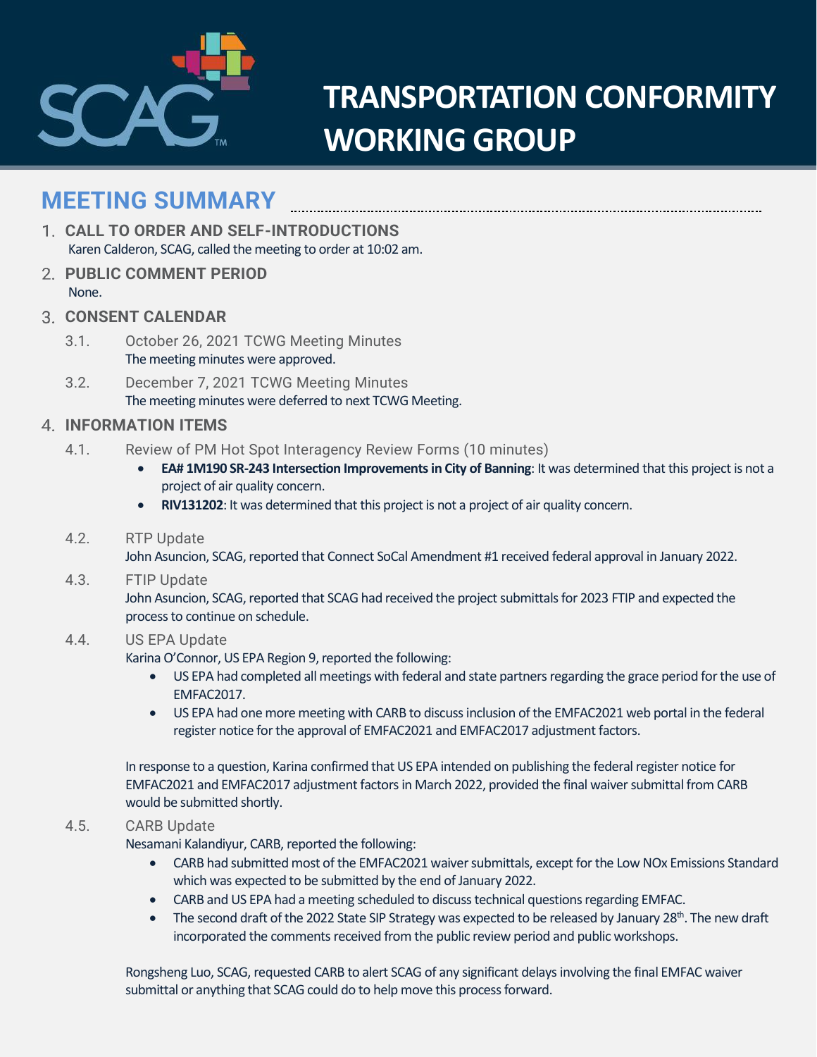# TRANSPORTATION CONFORMITY WORKING GROUP

## MEETING SUMMARY

1. **CALL TO ORDER AND SELF-INTRODUCTIONS**
   Karen Calderon, SCAG, called the meeting to order at 10:02 am.

2. **PUBLIC COMMENT PERIOD**
   None.

3. **CONSENT CALENDAR**

   3.1. October 26, 2021 TCWG Meeting Minutes
   The meeting minutes were approved.

   3.2. December 7, 2021 TCWG Meeting Minutes
   The meeting minutes were deferred to next TCWG Meeting.

4. **INFORMATION ITEMS**

   4.1. Review of PM Hot Spot Interagency Review Forms (10 minutes)
   - **EA# 1M190 SR-243 Intersection Improvements in City of Banning**: It was determined that this project is not a project of air quality concern.
   - **RIV131202**: It was determined that this project is not a project of air quality concern.

   4.2. RTP Update
   John Asuncion, SCAG, reported that Connect SoCal Amendment #1 received federal approval in January 2022.

   4.3. FTIP Update
   John Asuncion, SCAG, reported that SCAG had received the project submittals for 2023 FTIP and expected the process to continue on schedule.

   4.4. US EPA Update
   Karina O'Connor, US EPA Region 9, reported the following:
   - US EPA had completed all meetings with federal and state partners regarding the grace period for the use of EMFAC2017.
   - US EPA had one more meeting with CARB to discuss inclusion of the EMFAC2021 web portal in the federal register notice for the approval of EMFAC2021 and EMFAC2017 adjustment factors.

   In response to a question, Karina confirmed that US EPA intended on publishing the federal register notice for EMFAC2021 and EMFAC2017 adjustment factors in March 2022, provided the final waiver submittal from CARB would be submitted shortly.

   4.5. CARB Update
   Nesamani Kalandiyur, CARB, reported the following:
   - CARB had submitted most of the EMFAC2021 waiver submittals, except for the Low NOx Emissions Standard which was expected to be submitted by the end of January 2022.
   - CARB and US EPA had a meeting scheduled to discuss technical questions regarding EMFAC.
   - The second draft of the 2022 State SIP Strategy was expected to be released by January 28th. The new draft incorporated the comments received from the public review period and public workshops.

   Rongsheng Luo, SCAG, requested CARB to alert SCAG of any significant delays involving the final EMFAC waiver submittal or anything that SCAG could do to help move this process forward.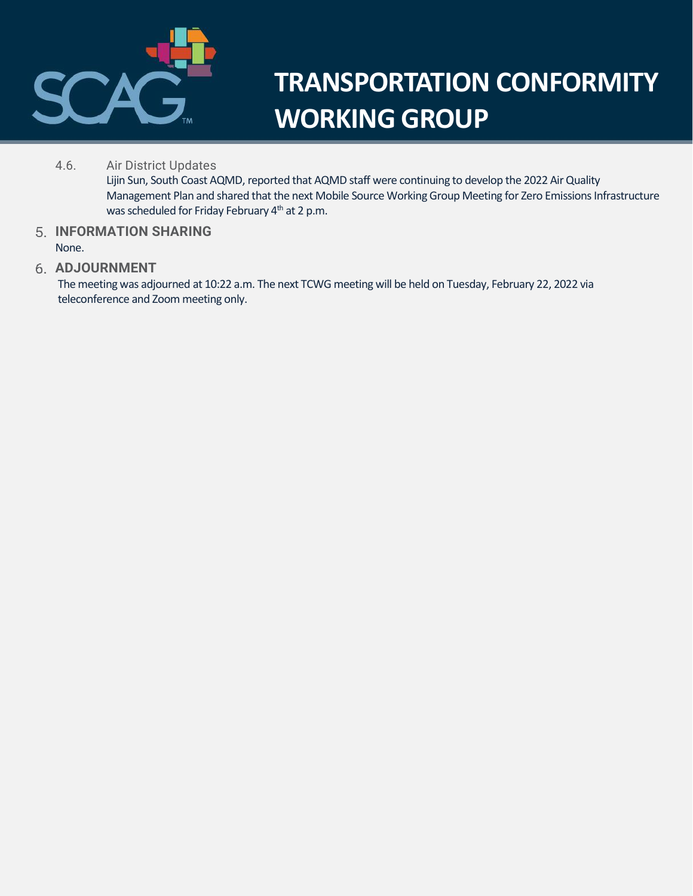# TRANSPORTATION CONFORMITY WORKING GROUP

4.6. Air District Updates

Lijin Sun, South Coast AQMD, reported that AQMD staff were continuing to develop the 2022 Air Quality Management Plan and shared that the next Mobile Source Working Group Meeting for Zero Emissions Infrastructure was scheduled for Friday February 4th at 2 p.m.

## 5. INFORMATION SHARING

None.

## 6. ADJOURNMENT

The meeting was adjourned at 10:22 a.m. The next TCWG meeting will be held on Tuesday, February 22, 2022 via teleconference and Zoom meeting only.